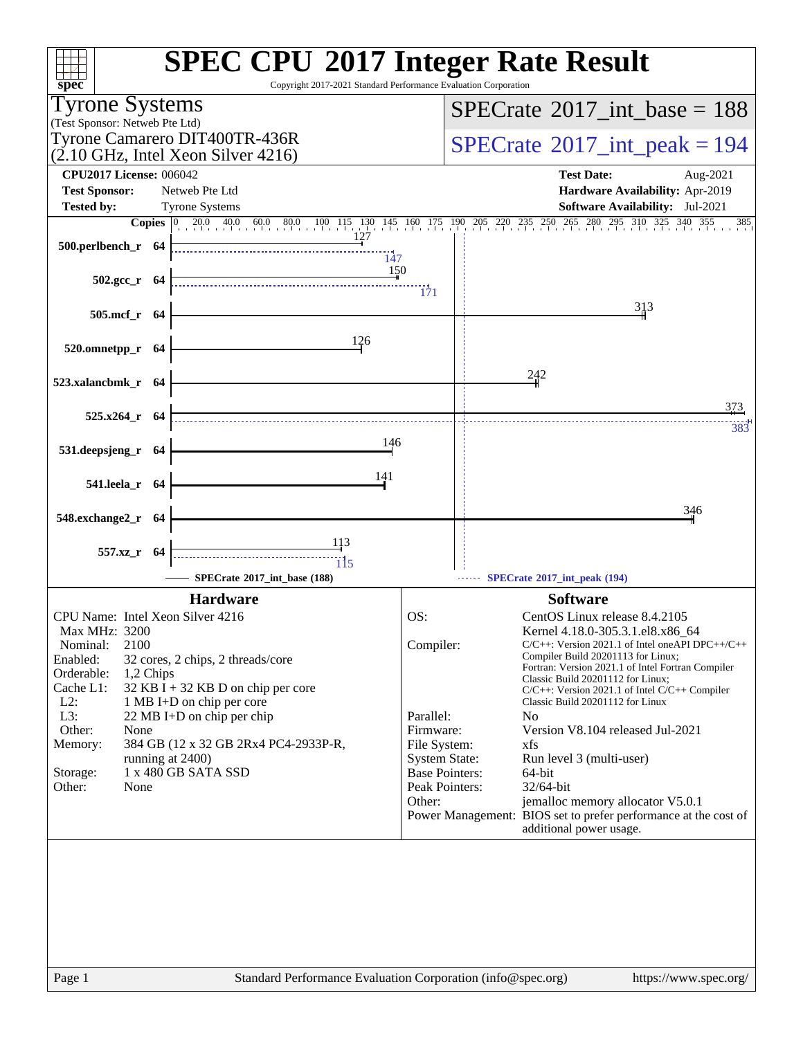# SPEC CPU 2017 Integer Rate Result

Copyright 2017-2021 Standard Performance Evaluation Corporation

**Tyrone Systems**
(Test Sponsor: Netweb Pte Ltd)
Tyrone Camarero DIT400TR-436R
(2.10 GHz, Intel Xeon Silver 4216)

SPECrate 2017_int_base = 188

SPECrate 2017_int_peak = 194

| | | | |
|---|---|---|---|
| **CPU2017 License:** | 006042 | **Test Date:** | Aug-2021 |
| **Test Sponsor:** | Netweb Pte Ltd | **Hardware Availability:** | Apr-2019 |
| **Tested by:** | Tyrone Systems | **Software Availability:** | Jul-2021 |

| Benchmark | Copies | Base | Peak |
|---|---|---|---|
| 500.perlbench_r | 64 | 127 | 147 |
| 502.gcc_r | 64 | 150 | 171 |
| 505.mcf_r | 64 | 313 | |
| 520.omnetpp_r | 64 | 126 | |
| 523.xalancbmk_r | 64 | 242 | |
| 525.x264_r | 64 | 373 | 383 |
| 531.deepsjeng_r | 64 | 146 | |
| 541.leela_r | 64 | 141 | |
| 548.exchange2_r | 64 | 346 | |
| 557.xz_r | 64 | 113 | 115 |

SPECrate 2017_int_base (188) — SPECrate 2017_int_peak (194)

## Hardware

| | |
|---|---|
| CPU Name: | Intel Xeon Silver 4216 |
| Max MHz: | 3200 |
| Nominal: | 2100 |
| Enabled: | 32 cores, 2 chips, 2 threads/core |
| Orderable: | 1,2 Chips |
| Cache L1: | 32 KB I + 32 KB D on chip per core |
| L2: | 1 MB I+D on chip per core |
| L3: | 22 MB I+D on chip per chip |
| Other: | None |
| Memory: | 384 GB (12 x 32 GB 2Rx4 PC4-2933P-R, running at 2400) |
| Storage: | 1 x 480 GB SATA SSD |
| Other: | None |

## Software

| | |
|---|---|
| OS: | CentOS Linux release 8.4.2105<br>Kernel 4.18.0-305.3.1.el8.x86_64 |
| Compiler: | C/C++: Version 2021.1 of Intel oneAPI DPC++/C++ Compiler Build 20201113 for Linux;<br>Fortran: Version 2021.1 of Intel Fortran Compiler Classic Build 20201112 for Linux;<br>C/C++: Version 2021.1 of Intel C/C++ Compiler Classic Build 20201112 for Linux |
| Parallel: | No |
| Firmware: | Version V8.104 released Jul-2021 |
| File System: | xfs |
| System State: | Run level 3 (multi-user) |
| Base Pointers: | 64-bit |
| Peak Pointers: | 32/64-bit |
| Other: | jemalloc memory allocator V5.0.1 |
| Power Management: | BIOS set to prefer performance at the cost of additional power usage. |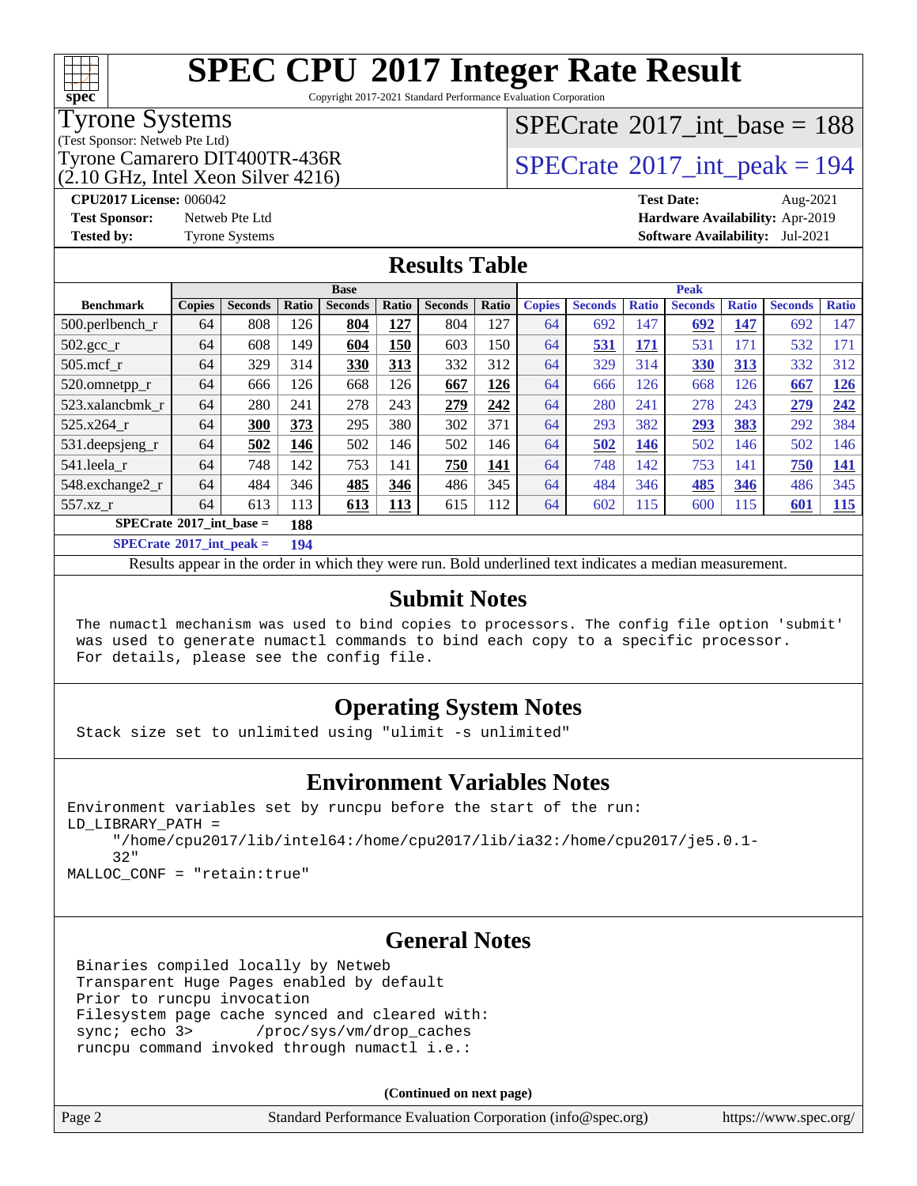# SPEC CPU 2017 Integer Rate Result

Copyright 2017-2021 Standard Performance Evaluation Corporation

**Tyrone Systems**
(Test Sponsor: Netweb Pte Ltd)
Tyrone Camarero DIT400TR-436R
(2.10 GHz, Intel Xeon Silver 4216)

**SPECrate 2017_int_base = 188**

**SPECrate 2017_int_peak = 194**

**CPU2017 License:** 006042
**Test Sponsor:** Netweb Pte Ltd
**Tested by:** Tyrone Systems

**Test Date:** Aug-2021
**Hardware Availability:** Apr-2019
**Software Availability:** Jul-2021

## Results Table

| Benchmark | Base | | | | | | | Peak | | | | | | |
|---|---|---|---|---|---|---|---|---|---|---|---|---|---|---|
| | Copies | Seconds | Ratio | Seconds | Ratio | Seconds | Ratio | Copies | Seconds | Ratio | Seconds | Ratio | Seconds | Ratio |
| 500.perlbench_r | 64 | 808 | 126 | **804** | **127** | 804 | 127 | 64 | 692 | 147 | **692** | **147** | 692 | 147 |
| 502.gcc_r | 64 | 608 | 149 | **604** | **150** | 603 | 150 | 64 | **531** | **171** | 531 | 171 | 532 | 171 |
| 505.mcf_r | 64 | 329 | 314 | **330** | **313** | 332 | 312 | 64 | 329 | 314 | **330** | **313** | 332 | 312 |
| 520.omnetpp_r | 64 | 666 | 126 | 668 | 126 | **667** | **126** | 64 | 666 | 126 | 668 | 126 | **667** | **126** |
| 523.xalancbmk_r | 64 | 280 | 241 | 278 | 243 | **279** | **242** | 64 | 280 | 241 | 278 | 243 | **279** | **242** |
| 525.x264_r | 64 | **300** | **373** | 295 | 380 | 302 | 371 | 64 | 293 | 382 | **293** | **383** | 292 | 384 |
| 531.deepsjeng_r | 64 | **502** | **146** | 502 | 146 | 502 | 146 | 64 | **502** | **146** | 502 | 146 | 502 | 146 |
| 541.leela_r | 64 | 748 | 142 | 753 | 141 | **750** | **141** | 64 | 748 | 142 | 753 | 141 | **750** | **141** |
| 548.exchange2_r | 64 | 484 | 346 | **485** | **346** | 486 | 345 | 64 | 484 | 346 | **485** | **346** | 486 | 345 |
| 557.xz_r | 64 | 613 | 113 | **613** | **113** | 615 | 112 | 64 | 602 | 115 | 600 | 115 | **601** | **115** |

**SPECrate 2017_int_base = 188**

**SPECrate 2017_int_peak = 194**

Results appear in the order in which they were run. Bold underlined text indicates a median measurement.

## Submit Notes

```
The numactl mechanism was used to bind copies to processors. The config file option 'submit'
was used to generate numactl commands to bind each copy to a specific processor.
For details, please see the config file.
```

## Operating System Notes

```
Stack size set to unlimited using "ulimit -s unlimited"
```

## Environment Variables Notes

```
Environment variables set by runcpu before the start of the run:
LD_LIBRARY_PATH =
     "/home/cpu2017/lib/intel64:/home/cpu2017/lib/ia32:/home/cpu2017/je5.0.1-
     32"
MALLOC_CONF = "retain:true"
```

## General Notes

```
Binaries compiled locally by Netweb
Transparent Huge Pages enabled by default
Prior to runcpu invocation
Filesystem page cache synced and cleared with:
sync; echo 3>       /proc/sys/vm/drop_caches
runcpu command invoked through numactl i.e.:
```

(Continued on next page)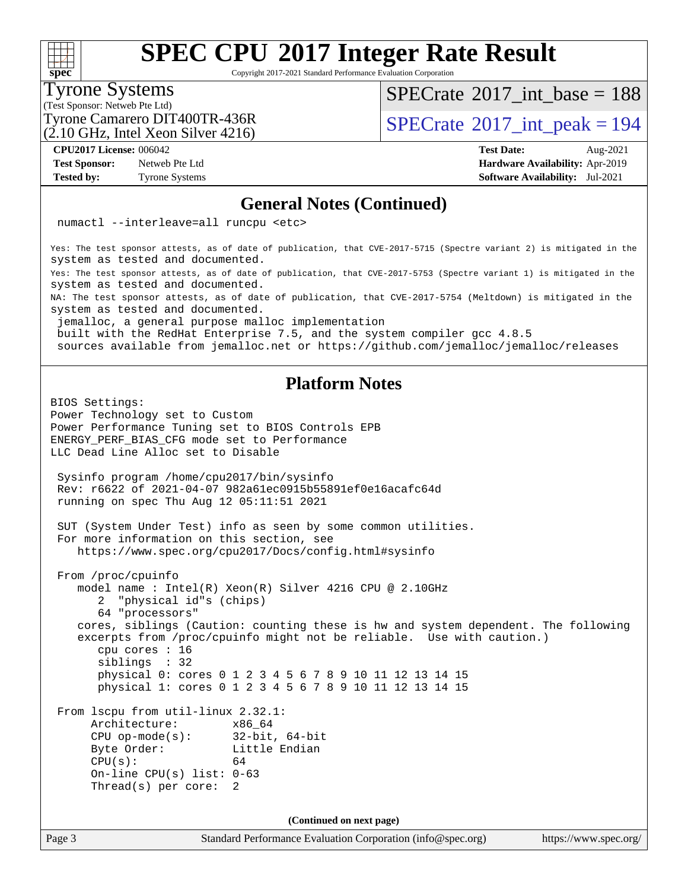# SPEC CPU 2017 Integer Rate Result

Copyright 2017-2021 Standard Performance Evaluation Corporation

**Tyrone Systems**
(Test Sponsor: Netweb Pte Ltd)
Tyrone Camarero DIT400TR-436R
(2.10 GHz, Intel Xeon Silver 4216)

SPECrate 2017_int_base = 188
SPECrate 2017_int_peak = 194

| | | | |
|---|---|---|---|
| **CPU2017 License:** | 006042 | **Test Date:** | Aug-2021 |
| **Test Sponsor:** | Netweb Pte Ltd | **Hardware Availability:** | Apr-2019 |
| **Tested by:** | Tyrone Systems | **Software Availability:** | Jul-2021 |

## General Notes (Continued)

```
numactl --interleave=all runcpu <etc>

Yes: The test sponsor attests, as of date of publication, that CVE-2017-5715 (Spectre variant 2) is mitigated in the
system as tested and documented.
Yes: The test sponsor attests, as of date of publication, that CVE-2017-5753 (Spectre variant 1) is mitigated in the
system as tested and documented.
NA: The test sponsor attests, as of date of publication, that CVE-2017-5754 (Meltdown) is mitigated in the
system as tested and documented.
 jemalloc, a general purpose malloc implementation
 built with the RedHat Enterprise 7.5, and the system compiler gcc 4.8.5
 sources available from jemalloc.net or https://github.com/jemalloc/jemalloc/releases
```

## Platform Notes

```
BIOS Settings:
Power Technology set to Custom
Power Performance Tuning set to BIOS Controls EPB
ENERGY_PERF_BIAS_CFG mode set to Performance
LLC Dead Line Alloc set to Disable

 Sysinfo program /home/cpu2017/bin/sysinfo
 Rev: r6622 of 2021-04-07 982a61ec0915b55891ef0e16acafc64d
 running on spec Thu Aug 12 05:11:51 2021

 SUT (System Under Test) info as seen by some common utilities.
 For more information on this section, see
    https://www.spec.org/cpu2017/Docs/config.html#sysinfo

 From /proc/cpuinfo
    model name : Intel(R) Xeon(R) Silver 4216 CPU @ 2.10GHz
       2  "physical id"s (chips)
       64 "processors"
    cores, siblings (Caution: counting these is hw and system dependent. The following
    excerpts from /proc/cpuinfo might not be reliable.  Use with caution.)
       cpu cores : 16
       siblings  : 32
       physical 0: cores 0 1 2 3 4 5 6 7 8 9 10 11 12 13 14 15
       physical 1: cores 0 1 2 3 4 5 6 7 8 9 10 11 12 13 14 15

 From lscpu from util-linux 2.32.1:
      Architecture:        x86_64
      CPU op-mode(s):      32-bit, 64-bit
      Byte Order:          Little Endian
      CPU(s):              64
      On-line CPU(s) list: 0-63
      Thread(s) per core:  2
```

**(Continued on next page)**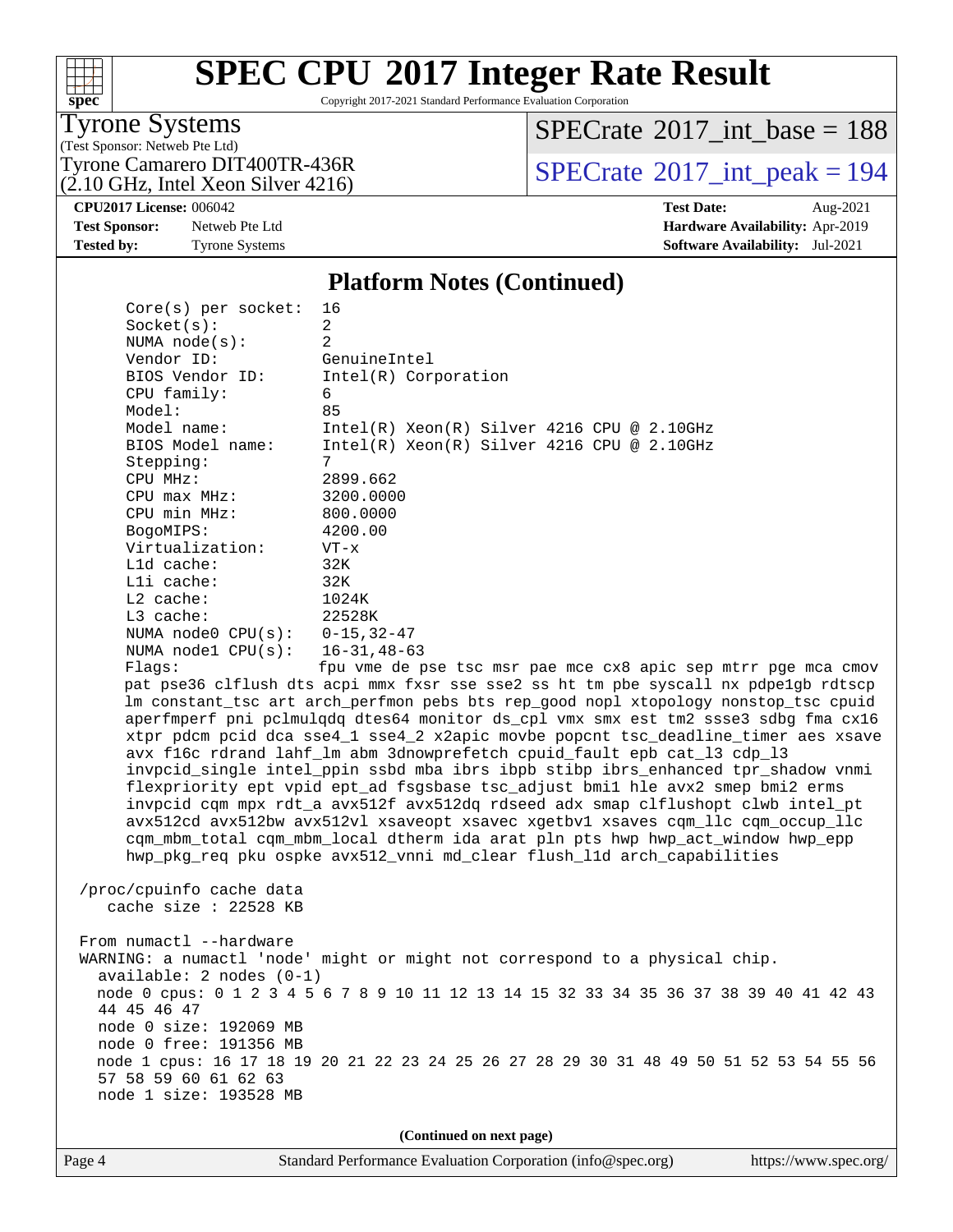# SPEC CPU 2017 Integer Rate Result

Copyright 2017-2021 Standard Performance Evaluation Corporation

**Tyrone Systems**
(Test Sponsor: Netweb Pte Ltd)
Tyrone Camarero DIT400TR-436R
(2.10 GHz, Intel Xeon Silver 4216)

SPECrate 2017_int_base = 188
SPECrate 2017_int_peak = 194

**CPU2017 License:** 006042
**Test Sponsor:** Netweb Pte Ltd
**Tested by:** Tyrone Systems

**Test Date:** Aug-2021
**Hardware Availability:** Apr-2019
**Software Availability:** Jul-2021

## Platform Notes (Continued)

```
     Core(s) per socket:  16
     Socket(s):           2
     NUMA node(s):        2
     Vendor ID:           GenuineIntel
     BIOS Vendor ID:      Intel(R) Corporation
     CPU family:          6
     Model:               85
     Model name:          Intel(R) Xeon(R) Silver 4216 CPU @ 2.10GHz
     BIOS Model name:     Intel(R) Xeon(R) Silver 4216 CPU @ 2.10GHz
     Stepping:            7
     CPU MHz:             2899.662
     CPU max MHz:         3200.0000
     CPU min MHz:         800.0000
     BogoMIPS:            4200.00
     Virtualization:      VT-x
     L1d cache:           32K
     L1i cache:           32K
     L2 cache:            1024K
     L3 cache:            22528K
     NUMA node0 CPU(s):   0-15,32-47
     NUMA node1 CPU(s):   16-31,48-63
     Flags:               fpu vme de pse tsc msr pae mce cx8 apic sep mtrr pge mca cmov
     pat pse36 clflush dts acpi mmx fxsr sse sse2 ss ht tm pbe syscall nx pdpe1gb rdtscp
     lm constant_tsc art arch_perfmon pebs bts rep_good nopl xtopology nonstop_tsc cpuid
     aperfmperf pni pclmulqdq dtes64 monitor ds_cpl vmx smx est tm2 ssse3 sdbg fma cx16
     xtpr pdcm pcid dca sse4_1 sse4_2 x2apic movbe popcnt tsc_deadline_timer aes xsave
     avx f16c rdrand lahf_lm abm 3dnowprefetch cpuid_fault epb cat_l3 cdp_l3
     invpcid_single intel_ppin ssbd mba ibrs ibpb stibp ibrs_enhanced tpr_shadow vnmi
     flexpriority ept vpid ept_ad fsgsbase tsc_adjust bmi1 hle avx2 smep bmi2 erms
     invpcid cqm mpx rdt_a avx512f avx512dq rdseed adx smap clflushopt clwb intel_pt
     avx512cd avx512bw avx512vl xsaveopt xsavec xgetbv1 xsaves cqm_llc cqm_occup_llc
     cqm_mbm_total cqm_mbm_local dtherm ida arat pln pts hwp hwp_act_window hwp_epp
     hwp_pkg_req pku ospke avx512_vnni md_clear flush_l1d arch_capabilities

 /proc/cpuinfo cache data
    cache size : 22528 KB

 From numactl --hardware
 WARNING: a numactl 'node' might or might not correspond to a physical chip.
   available: 2 nodes (0-1)
   node 0 cpus: 0 1 2 3 4 5 6 7 8 9 10 11 12 13 14 15 32 33 34 35 36 37 38 39 40 41 42 43
   44 45 46 47
   node 0 size: 192069 MB
   node 0 free: 191356 MB
   node 1 cpus: 16 17 18 19 20 21 22 23 24 25 26 27 28 29 30 31 48 49 50 51 52 53 54 55 56
   57 58 59 60 61 62 63
   node 1 size: 193528 MB
```

(Continued on next page)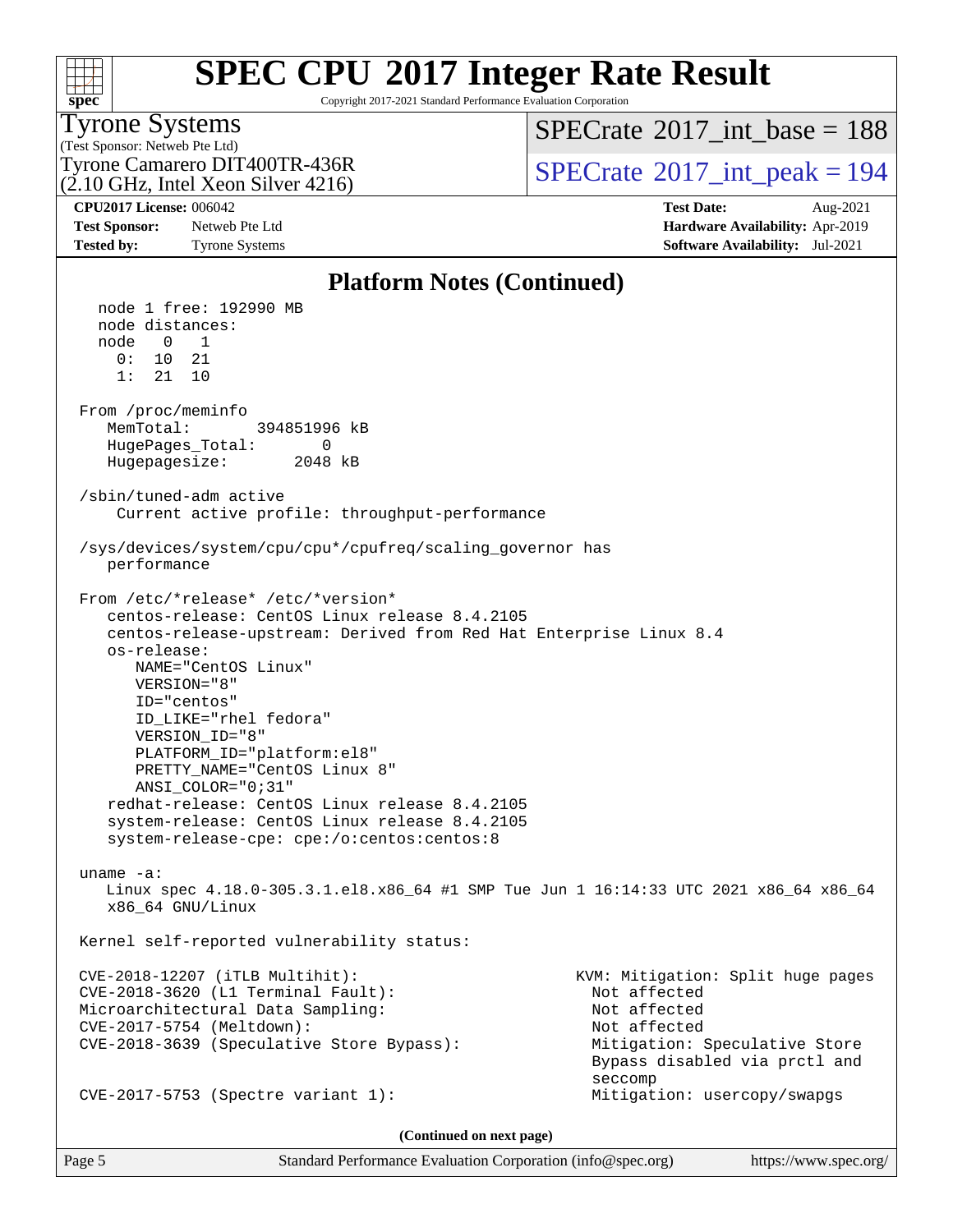## Platform Notes (Continued)

```
   node 1 free: 192990 MB
   node distances:
   node   0   1
     0:  10  21
     1:  21  10

 From /proc/meminfo
    MemTotal:       394851996 kB
    HugePages_Total:       0
    Hugepagesize:       2048 kB

 /sbin/tuned-adm active
     Current active profile: throughput-performance

 /sys/devices/system/cpu/cpu*/cpufreq/scaling_governor has
    performance

 From /etc/*release* /etc/*version*
    centos-release: CentOS Linux release 8.4.2105
    centos-release-upstream: Derived from Red Hat Enterprise Linux 8.4
    os-release:
       NAME="CentOS Linux"
       VERSION="8"
       ID="centos"
       ID_LIKE="rhel fedora"
       VERSION_ID="8"
       PLATFORM_ID="platform:el8"
       PRETTY_NAME="CentOS Linux 8"
       ANSI_COLOR="0;31"
    redhat-release: CentOS Linux release 8.4.2105
    system-release: CentOS Linux release 8.4.2105
    system-release-cpe: cpe:/o:centos:centos:8

 uname -a:
    Linux spec 4.18.0-305.3.1.el8.x86_64 #1 SMP Tue Jun 1 16:14:33 UTC 2021 x86_64 x86_64
    x86_64 GNU/Linux

 Kernel self-reported vulnerability status:

 CVE-2018-12207 (iTLB Multihit):                          KVM: Mitigation: Split huge pages
 CVE-2018-3620 (L1 Terminal Fault):                         Not affected
 Microarchitectural Data Sampling:                          Not affected
 CVE-2017-5754 (Meltdown):                                  Not affected
 CVE-2018-3639 (Speculative Store Bypass):                  Mitigation: Speculative Store
                                                            Bypass disabled via prctl and
                                                            seccomp
 CVE-2017-5753 (Spectre variant 1):                         Mitigation: usercopy/swapgs
```

**(Continued on next page)**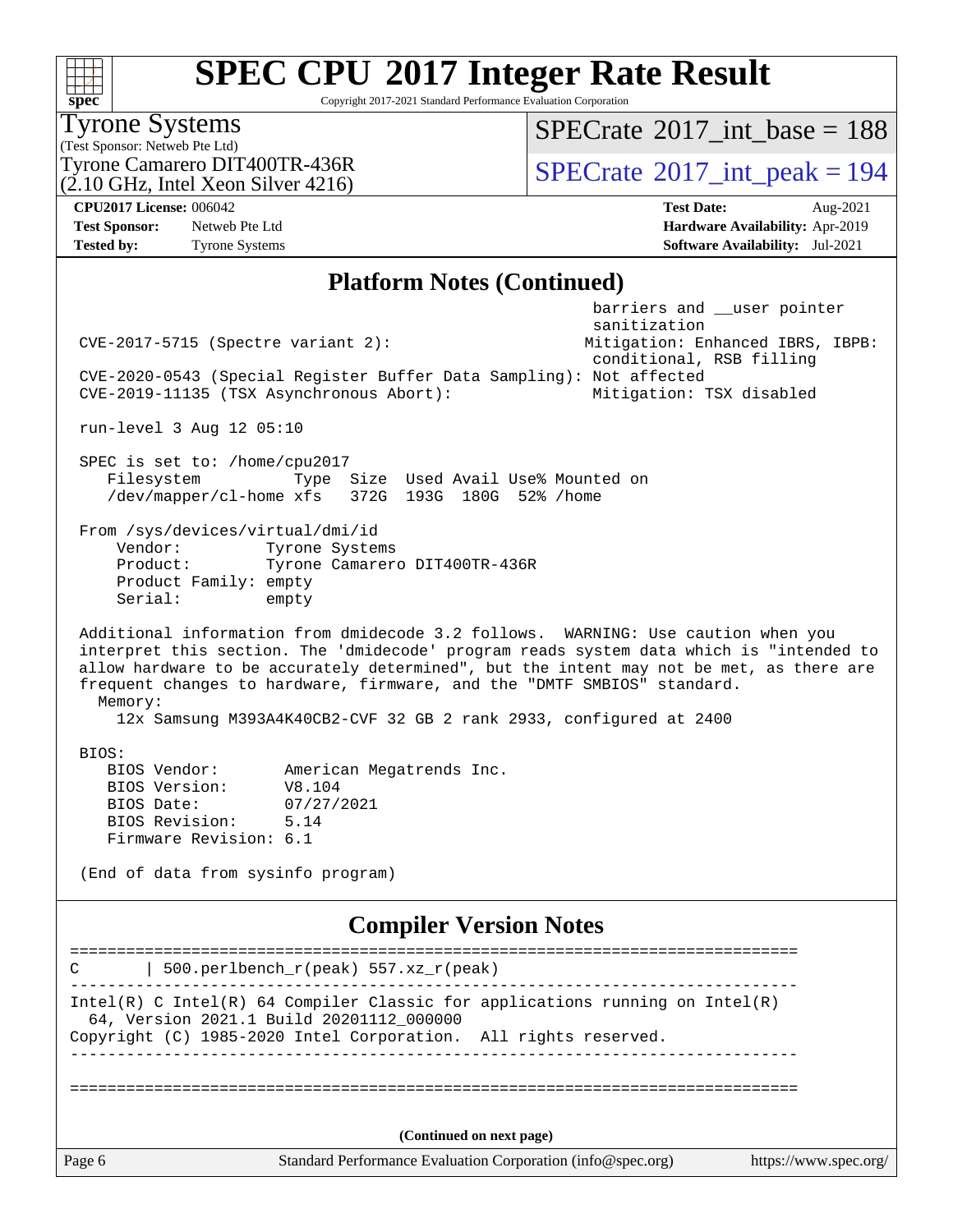# SPEC CPU 2017 Integer Rate Result

Copyright 2017-2021 Standard Performance Evaluation Corporation

**Tyrone Systems**
(Test Sponsor: Netweb Pte Ltd)
Tyrone Camarero DIT400TR-436R
(2.10 GHz, Intel Xeon Silver 4216)

SPECrate 2017_int_base = 188
SPECrate 2017_int_peak = 194

**CPU2017 License:** 006042
**Test Sponsor:** Netweb Pte Ltd
**Tested by:** Tyrone Systems

**Test Date:** Aug-2021
**Hardware Availability:** Apr-2019
**Software Availability:** Jul-2021

## Platform Notes (Continued)

```
                                                          barriers and __user pointer
                                                          sanitization
  CVE-2017-5715 (Spectre variant 2):                      Mitigation: Enhanced IBRS, IBPB:
                                                          conditional, RSB filling
  CVE-2020-0543 (Special Register Buffer Data Sampling): Not affected
  CVE-2019-11135 (TSX Asynchronous Abort):                Mitigation: TSX disabled

  run-level 3 Aug 12 05:10

  SPEC is set to: /home/cpu2017
     Filesystem          Type  Size  Used Avail Use% Mounted on
     /dev/mapper/cl-home xfs   372G  193G  180G  52% /home

  From /sys/devices/virtual/dmi/id
      Vendor:         Tyrone Systems
      Product:        Tyrone Camarero DIT400TR-436R
      Product Family: empty
      Serial:         empty

  Additional information from dmidecode 3.2 follows.  WARNING: Use caution when you
  interpret this section. The 'dmidecode' program reads system data which is "intended to
  allow hardware to be accurately determined", but the intent may not be met, as there are
  frequent changes to hardware, firmware, and the "DMTF SMBIOS" standard.
    Memory:
      12x Samsung M393A4K40CB2-CVF 32 GB 2 rank 2933, configured at 2400

  BIOS:
     BIOS Vendor:       American Megatrends Inc.
     BIOS Version:      V8.104
     BIOS Date:         07/27/2021
     BIOS Revision:     5.14
     Firmware Revision: 6.1

  (End of data from sysinfo program)
```

## Compiler Version Notes

```
==============================================================================
C       | 500.perlbench_r(peak) 557.xz_r(peak)
------------------------------------------------------------------------------
Intel(R) C Intel(R) 64 Compiler Classic for applications running on Intel(R)
  64, Version 2021.1 Build 20201112_000000
Copyright (C) 1985-2020 Intel Corporation.  All rights reserved.
------------------------------------------------------------------------------

==============================================================================
```

(Continued on next page)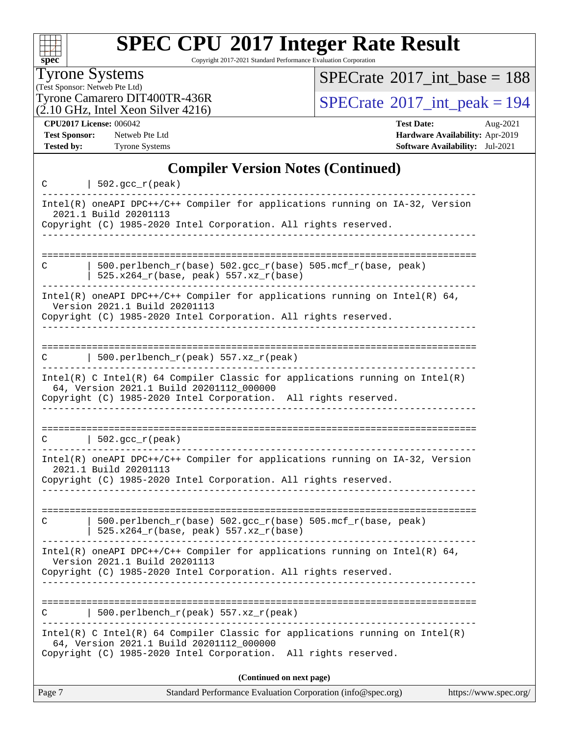# SPEC CPU 2017 Integer Rate Result

Copyright 2017-2021 Standard Performance Evaluation Corporation

**Tyrone Systems**
(Test Sponsor: Netweb Pte Ltd)
Tyrone Camarero DIT400TR-436R
(2.10 GHz, Intel Xeon Silver 4216)

SPECrate 2017_int_base = 188
SPECrate 2017_int_peak = 194

**CPU2017 License:** 006042
**Test Sponsor:** Netweb Pte Ltd
**Tested by:** Tyrone Systems

**Test Date:** Aug-2021
**Hardware Availability:** Apr-2019
**Software Availability:** Jul-2021

## Compiler Version Notes (Continued)

```
C       | 502.gcc_r(peak)
------------------------------------------------------------------------------
Intel(R) oneAPI DPC++/C++ Compiler for applications running on IA-32, Version
  2021.1 Build 20201113
Copyright (C) 1985-2020 Intel Corporation. All rights reserved.
------------------------------------------------------------------------------

==============================================================================
C       | 500.perlbench_r(base) 502.gcc_r(base) 505.mcf_r(base, peak)
        | 525.x264_r(base, peak) 557.xz_r(base)
------------------------------------------------------------------------------
Intel(R) oneAPI DPC++/C++ Compiler for applications running on Intel(R) 64,
  Version 2021.1 Build 20201113
Copyright (C) 1985-2020 Intel Corporation. All rights reserved.
------------------------------------------------------------------------------

==============================================================================
C       | 500.perlbench_r(peak) 557.xz_r(peak)
------------------------------------------------------------------------------
Intel(R) C Intel(R) 64 Compiler Classic for applications running on Intel(R)
  64, Version 2021.1 Build 20201112_000000
Copyright (C) 1985-2020 Intel Corporation.  All rights reserved.
------------------------------------------------------------------------------

==============================================================================
C       | 502.gcc_r(peak)
------------------------------------------------------------------------------
Intel(R) oneAPI DPC++/C++ Compiler for applications running on IA-32, Version
  2021.1 Build 20201113
Copyright (C) 1985-2020 Intel Corporation. All rights reserved.
------------------------------------------------------------------------------

==============================================================================
C       | 500.perlbench_r(base) 502.gcc_r(base) 505.mcf_r(base, peak)
        | 525.x264_r(base, peak) 557.xz_r(base)
------------------------------------------------------------------------------
Intel(R) oneAPI DPC++/C++ Compiler for applications running on Intel(R) 64,
  Version 2021.1 Build 20201113
Copyright (C) 1985-2020 Intel Corporation. All rights reserved.
------------------------------------------------------------------------------

==============================================================================
C       | 500.perlbench_r(peak) 557.xz_r(peak)
------------------------------------------------------------------------------
Intel(R) C Intel(R) 64 Compiler Classic for applications running on Intel(R)
  64, Version 2021.1 Build 20201112_000000
Copyright (C) 1985-2020 Intel Corporation.  All rights reserved.
```

**(Continued on next page)**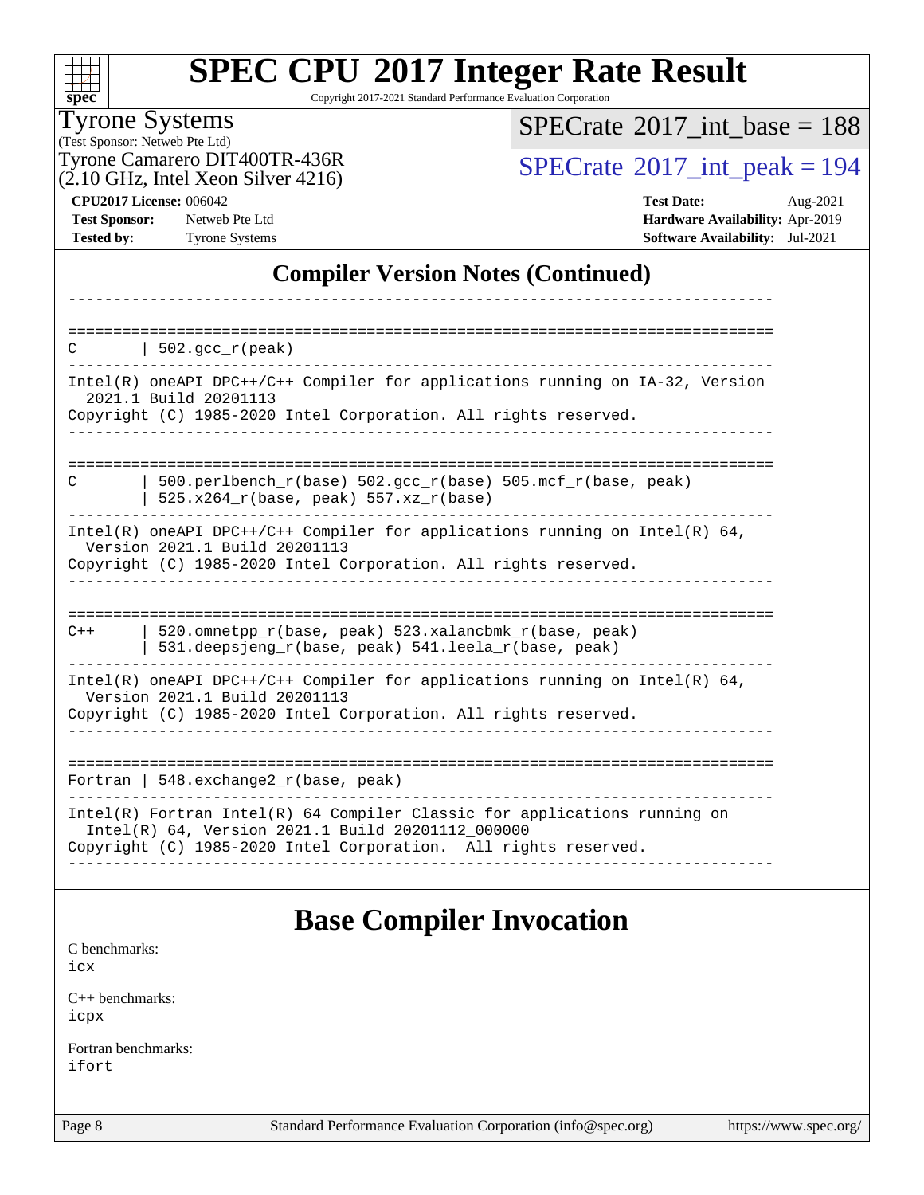# SPEC CPU 2017 Integer Rate Result

Copyright 2017-2021 Standard Performance Evaluation Corporation

**Tyrone Systems**
(Test Sponsor: Netweb Pte Ltd)
Tyrone Camarero DIT400TR-436R
(2.10 GHz, Intel Xeon Silver 4216)

SPECrate 2017_int_base = 188

SPECrate 2017_int_peak = 194

**CPU2017 License:** 006042
**Test Sponsor:** Netweb Pte Ltd
**Tested by:** Tyrone Systems

**Test Date:** Aug-2021
**Hardware Availability:** Apr-2019
**Software Availability:** Jul-2021

## Compiler Version Notes (Continued)

```
------------------------------------------------------------------------------

==============================================================================
C       | 502.gcc_r(peak)
------------------------------------------------------------------------------
Intel(R) oneAPI DPC++/C++ Compiler for applications running on IA-32, Version
  2021.1 Build 20201113
Copyright (C) 1985-2020 Intel Corporation. All rights reserved.
------------------------------------------------------------------------------

==============================================================================
C       | 500.perlbench_r(base) 502.gcc_r(base) 505.mcf_r(base, peak)
        | 525.x264_r(base, peak) 557.xz_r(base)
------------------------------------------------------------------------------
Intel(R) oneAPI DPC++/C++ Compiler for applications running on Intel(R) 64,
  Version 2021.1 Build 20201113
Copyright (C) 1985-2020 Intel Corporation. All rights reserved.
------------------------------------------------------------------------------

==============================================================================
C++     | 520.omnetpp_r(base, peak) 523.xalancbmk_r(base, peak)
        | 531.deepsjeng_r(base, peak) 541.leela_r(base, peak)
------------------------------------------------------------------------------
Intel(R) oneAPI DPC++/C++ Compiler for applications running on Intel(R) 64,
  Version 2021.1 Build 20201113
Copyright (C) 1985-2020 Intel Corporation. All rights reserved.
------------------------------------------------------------------------------

==============================================================================
Fortran | 548.exchange2_r(base, peak)
------------------------------------------------------------------------------
Intel(R) Fortran Intel(R) 64 Compiler Classic for applications running on
  Intel(R) 64, Version 2021.1 Build 20201112_000000
Copyright (C) 1985-2020 Intel Corporation.  All rights reserved.
------------------------------------------------------------------------------
```

## Base Compiler Invocation

C benchmarks:
icx

C++ benchmarks:
icpx

Fortran benchmarks:
ifort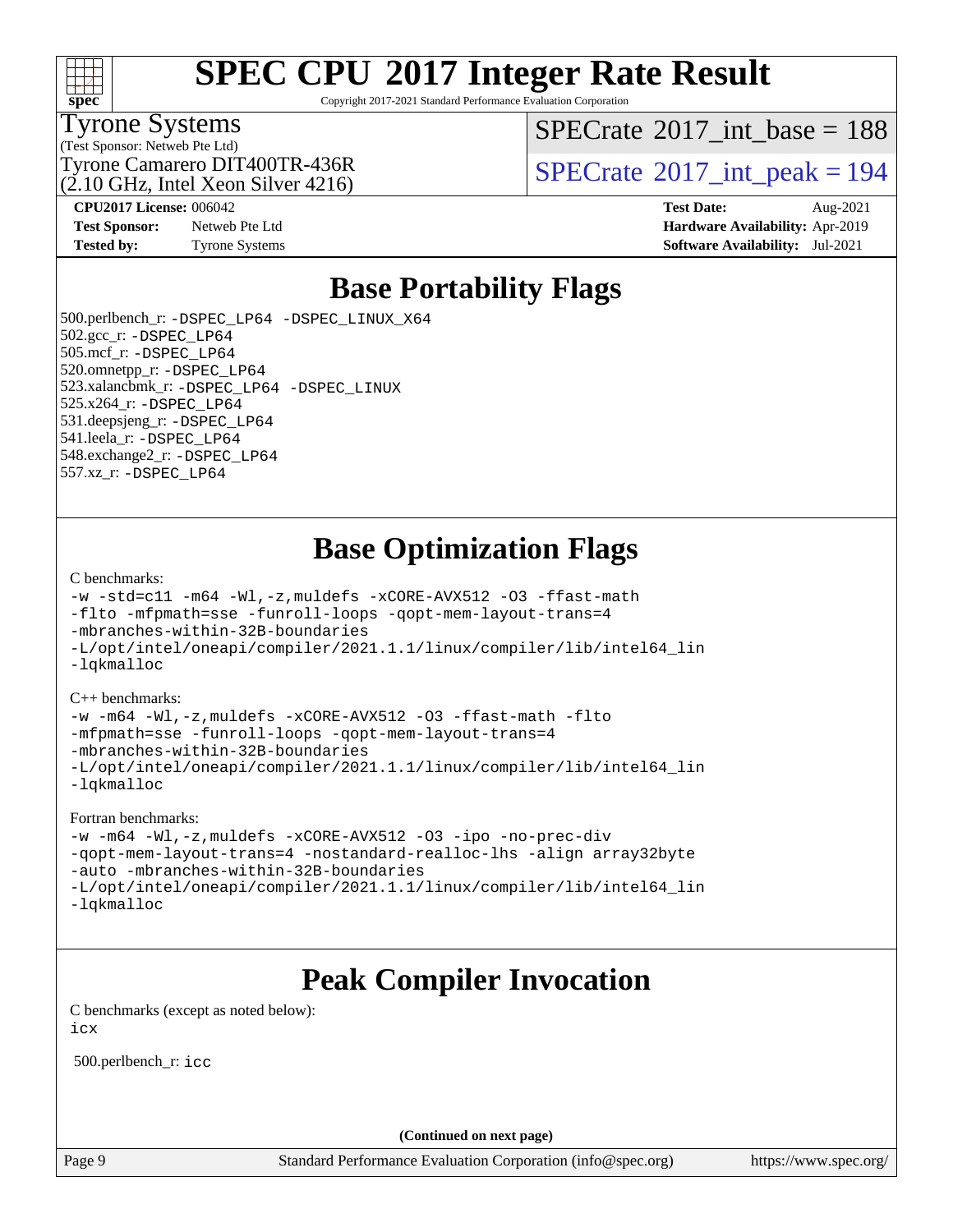# Base Portability Flags

500.perlbench_r: -DSPEC_LP64 -DSPEC_LINUX_X64
502.gcc_r: -DSPEC_LP64
505.mcf_r: -DSPEC_LP64
520.omnetpp_r: -DSPEC_LP64
523.xalancbmk_r: -DSPEC_LP64 -DSPEC_LINUX
525.x264_r: -DSPEC_LP64
531.deepsjeng_r: -DSPEC_LP64
541.leela_r: -DSPEC_LP64
548.exchange2_r: -DSPEC_LP64
557.xz_r: -DSPEC_LP64

# Base Optimization Flags

C benchmarks:

```
-w -std=c11 -m64 -Wl,-z,muldefs -xCORE-AVX512 -O3 -ffast-math
-flto -mfpmath=sse -funroll-loops -qopt-mem-layout-trans=4
-mbranches-within-32B-boundaries
-L/opt/intel/oneapi/compiler/2021.1.1/linux/compiler/lib/intel64_lin
-lqkmalloc
```

C++ benchmarks:

```
-w -m64 -Wl,-z,muldefs -xCORE-AVX512 -O3 -ffast-math -flto
-mfpmath=sse -funroll-loops -qopt-mem-layout-trans=4
-mbranches-within-32B-boundaries
-L/opt/intel/oneapi/compiler/2021.1.1/linux/compiler/lib/intel64_lin
-lqkmalloc
```

Fortran benchmarks:

```
-w -m64 -Wl,-z,muldefs -xCORE-AVX512 -O3 -ipo -no-prec-div
-qopt-mem-layout-trans=4 -nostandard-realloc-lhs -align array32byte
-auto -mbranches-within-32B-boundaries
-L/opt/intel/oneapi/compiler/2021.1.1/linux/compiler/lib/intel64_lin
-lqkmalloc
```

# Peak Compiler Invocation

C benchmarks (except as noted below):
icx

500.perlbench_r: icc

(Continued on next page)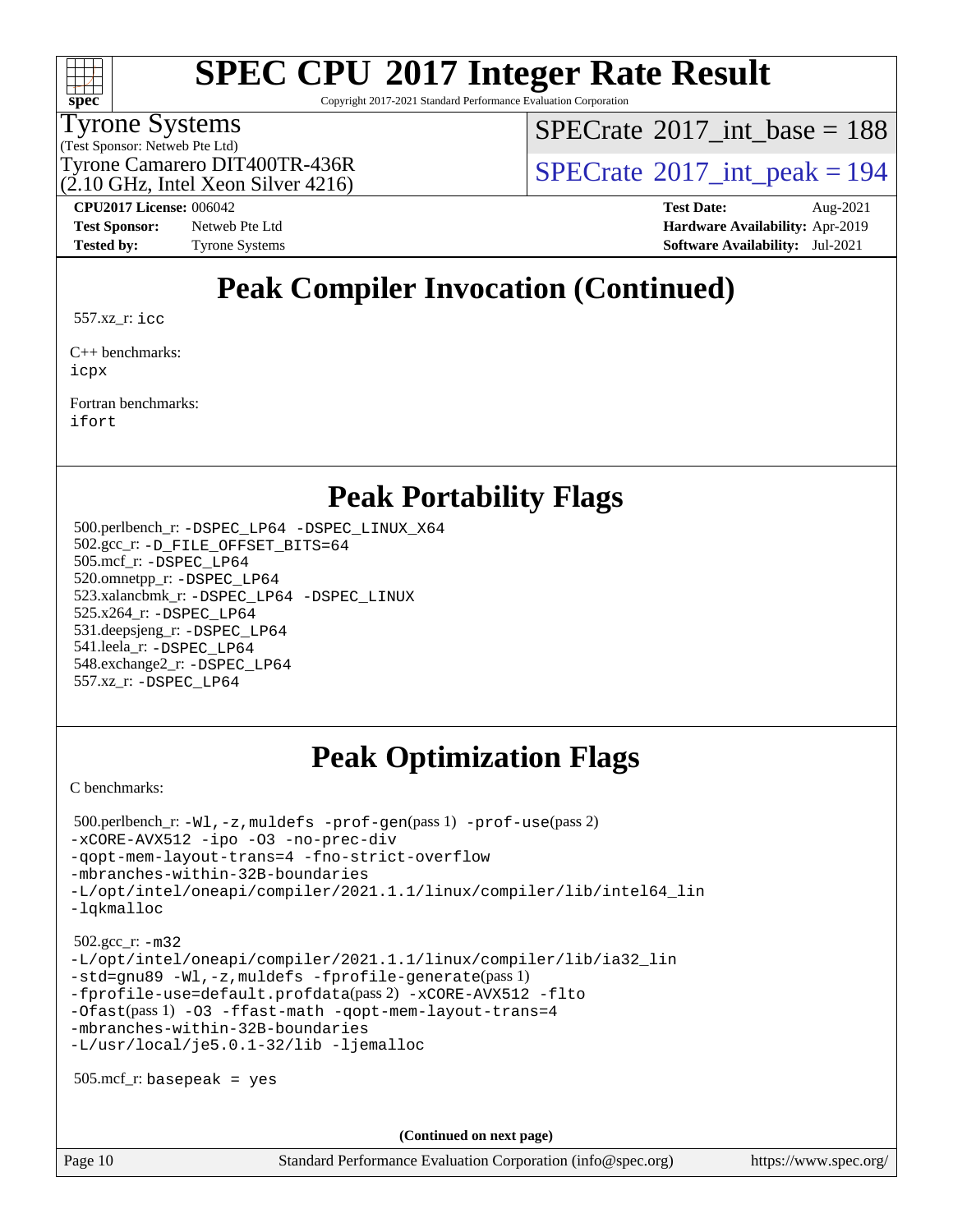# Peak Compiler Invocation (Continued)

557.xz_r: icc

C++ benchmarks:
icpx

Fortran benchmarks:
ifort

# Peak Portability Flags

500.perlbench_r: -DSPEC_LP64 -DSPEC_LINUX_X64
502.gcc_r: -D_FILE_OFFSET_BITS=64
505.mcf_r: -DSPEC_LP64
520.omnetpp_r: -DSPEC_LP64
523.xalancbmk_r: -DSPEC_LP64 -DSPEC_LINUX
525.x264_r: -DSPEC_LP64
531.deepsjeng_r: -DSPEC_LP64
541.leela_r: -DSPEC_LP64
548.exchange2_r: -DSPEC_LP64
557.xz_r: -DSPEC_LP64

# Peak Optimization Flags

C benchmarks:

500.perlbench_r: -Wl,-z,muldefs -prof-gen(pass 1) -prof-use(pass 2)
-xCORE-AVX512 -ipo -O3 -no-prec-div
-qopt-mem-layout-trans=4 -fno-strict-overflow
-mbranches-within-32B-boundaries
-L/opt/intel/oneapi/compiler/2021.1.1/linux/compiler/lib/intel64_lin
-lqkmalloc

502.gcc_r: -m32
-L/opt/intel/oneapi/compiler/2021.1.1/linux/compiler/lib/ia32_lin
-std=gnu89 -Wl,-z,muldefs -fprofile-generate(pass 1)
-fprofile-use=default.profdata(pass 2) -xCORE-AVX512 -flto
-Ofast(pass 1) -O3 -ffast-math -qopt-mem-layout-trans=4
-mbranches-within-32B-boundaries
-L/usr/local/je5.0.1-32/lib -ljemalloc

505.mcf_r: basepeak = yes

**(Continued on next page)**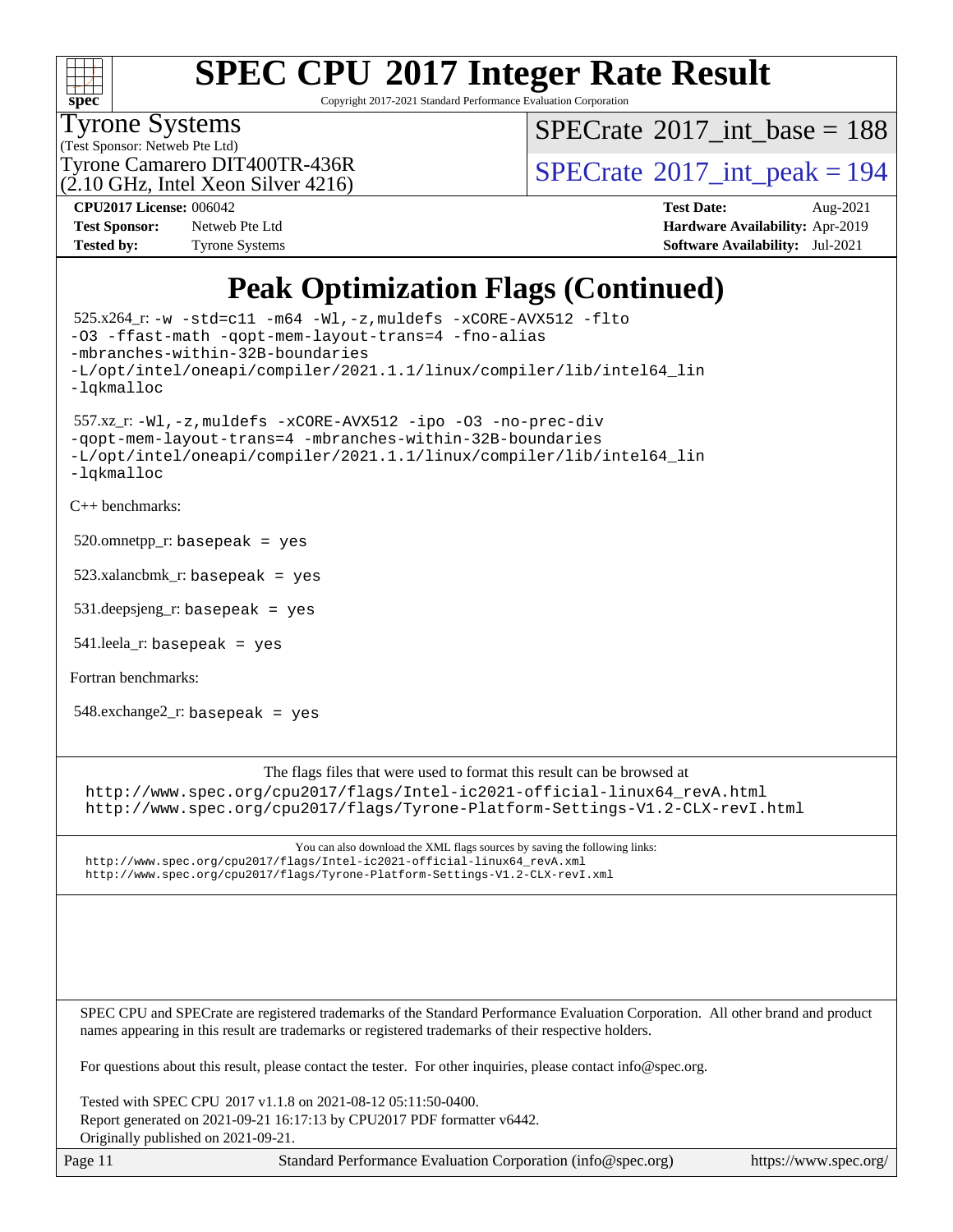# SPEC CPU 2017 Integer Rate Result

Copyright 2017-2021 Standard Performance Evaluation Corporation

**Tyrone Systems**
(Test Sponsor: Netweb Pte Ltd)
Tyrone Camarero DIT400TR-436R
(2.10 GHz, Intel Xeon Silver 4216)

SPECrate 2017_int_base = 188

SPECrate 2017_int_peak = 194

**CPU2017 License:** 006042
**Test Sponsor:** Netweb Pte Ltd
**Tested by:** Tyrone Systems

**Test Date:** Aug-2021
**Hardware Availability:** Apr-2019
**Software Availability:** Jul-2021

## Peak Optimization Flags (Continued)

525.x264_r: -w -std=c11 -m64 -Wl,-z,muldefs -xCORE-AVX512 -flto -O3 -ffast-math -qopt-mem-layout-trans=4 -fno-alias -mbranches-within-32B-boundaries -L/opt/intel/oneapi/compiler/2021.1.1/linux/compiler/lib/intel64_lin -lqkmalloc

557.xz_r: -Wl,-z,muldefs -xCORE-AVX512 -ipo -O3 -no-prec-div -qopt-mem-layout-trans=4 -mbranches-within-32B-boundaries -L/opt/intel/oneapi/compiler/2021.1.1/linux/compiler/lib/intel64_lin -lqkmalloc

C++ benchmarks:

520.omnetpp_r: basepeak = yes

523.xalancbmk_r: basepeak = yes

531.deepsjeng_r: basepeak = yes

541.leela_r: basepeak = yes

Fortran benchmarks:

548.exchange2_r: basepeak = yes

The flags files that were used to format this result can be browsed at
http://www.spec.org/cpu2017/flags/Intel-ic2021-official-linux64_revA.html
http://www.spec.org/cpu2017/flags/Tyrone-Platform-Settings-V1.2-CLX-revI.html

You can also download the XML flags sources by saving the following links:
http://www.spec.org/cpu2017/flags/Intel-ic2021-official-linux64_revA.xml
http://www.spec.org/cpu2017/flags/Tyrone-Platform-Settings-V1.2-CLX-revI.xml

SPEC CPU and SPECrate are registered trademarks of the Standard Performance Evaluation Corporation. All other brand and product names appearing in this result are trademarks or registered trademarks of their respective holders.

For questions about this result, please contact the tester. For other inquiries, please contact info@spec.org.

Tested with SPEC CPU 2017 v1.1.8 on 2021-08-12 05:11:50-0400.
Report generated on 2021-09-21 16:17:13 by CPU2017 PDF formatter v6442.
Originally published on 2021-09-21.